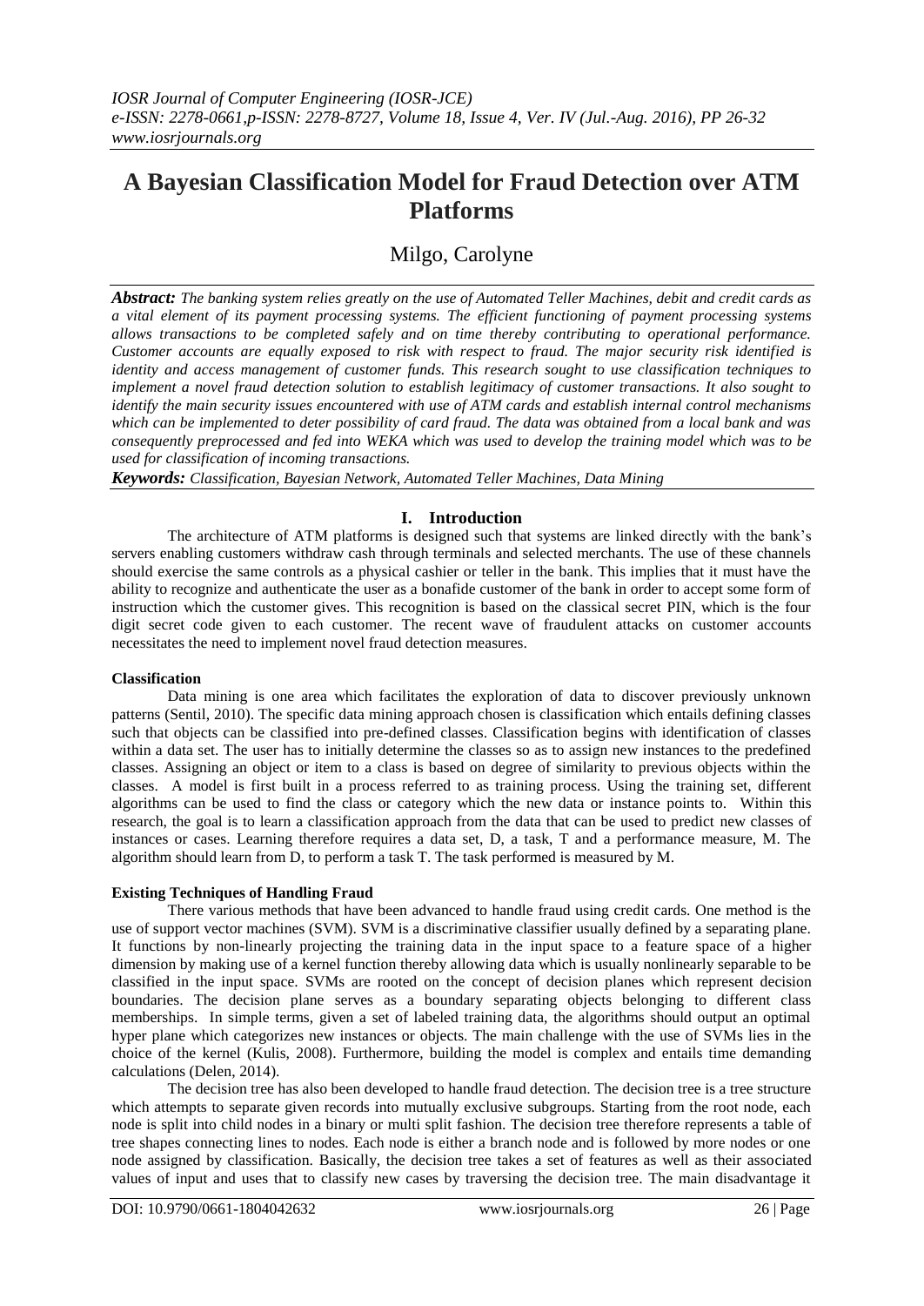# A Bayesian Classification Model for Fraud Detection over ATM Platforms

## Milgo, Carolyne

***Abstract:*** *The banking system relies greatly on the use of Automated Teller Machines, debit and credit cards as a vital element of its payment processing systems. The efficient functioning of payment processing systems allows transactions to be completed safely and on time thereby contributing to operational performance. Customer accounts are equally exposed to risk with respect to fraud. The major security risk identified is identity and access management of customer funds. This research sought to use classification techniques to implement a novel fraud detection solution to establish legitimacy of customer transactions. It also sought to identify the main security issues encountered with use of ATM cards and establish internal control mechanisms which can be implemented to deter possibility of card fraud. The data was obtained from a local bank and was consequently preprocessed and fed into WEKA which was used to develop the training model which was to be used for classification of incoming transactions.*

***Keywords:*** *Classification, Bayesian Network, Automated Teller Machines, Data Mining*

## I. Introduction

The architecture of ATM platforms is designed such that systems are linked directly with the bank's servers enabling customers withdraw cash through terminals and selected merchants. The use of these channels should exercise the same controls as a physical cashier or teller in the bank. This implies that it must have the ability to recognize and authenticate the user as a bonafide customer of the bank in order to accept some form of instruction which the customer gives. This recognition is based on the classical secret PIN, which is the four digit secret code given to each customer. The recent wave of fraudulent attacks on customer accounts necessitates the need to implement novel fraud detection measures.

### Classification

Data mining is one area which facilitates the exploration of data to discover previously unknown patterns (Sentil, 2010). The specific data mining approach chosen is classification which entails defining classes such that objects can be classified into pre-defined classes. Classification begins with identification of classes within a data set. The user has to initially determine the classes so as to assign new instances to the predefined classes. Assigning an object or item to a class is based on degree of similarity to previous objects within the classes. A model is first built in a process referred to as training process. Using the training set, different algorithms can be used to find the class or category which the new data or instance points to. Within this research, the goal is to learn a classification approach from the data that can be used to predict new classes of instances or cases. Learning therefore requires a data set, D, a task, T and a performance measure, M. The algorithm should learn from D, to perform a task T. The task performed is measured by M.

### Existing Techniques of Handling Fraud

There various methods that have been advanced to handle fraud using credit cards. One method is the use of support vector machines (SVM). SVM is a discriminative classifier usually defined by a separating plane. It functions by non-linearly projecting the training data in the input space to a feature space of a higher dimension by making use of a kernel function thereby allowing data which is usually nonlinearly separable to be classified in the input space. SVMs are rooted on the concept of decision planes which represent decision boundaries. The decision plane serves as a boundary separating objects belonging to different class memberships. In simple terms, given a set of labeled training data, the algorithms should output an optimal hyper plane which categorizes new instances or objects. The main challenge with the use of SVMs lies in the choice of the kernel (Kulis, 2008). Furthermore, building the model is complex and entails time demanding calculations (Delen, 2014).

The decision tree has also been developed to handle fraud detection. The decision tree is a tree structure which attempts to separate given records into mutually exclusive subgroups. Starting from the root node, each node is split into child nodes in a binary or multi split fashion. The decision tree therefore represents a table of tree shapes connecting lines to nodes. Each node is either a branch node and is followed by more nodes or one node assigned by classification. Basically, the decision tree takes a set of features as well as their associated values of input and uses that to classify new cases by traversing the decision tree. The main disadvantage it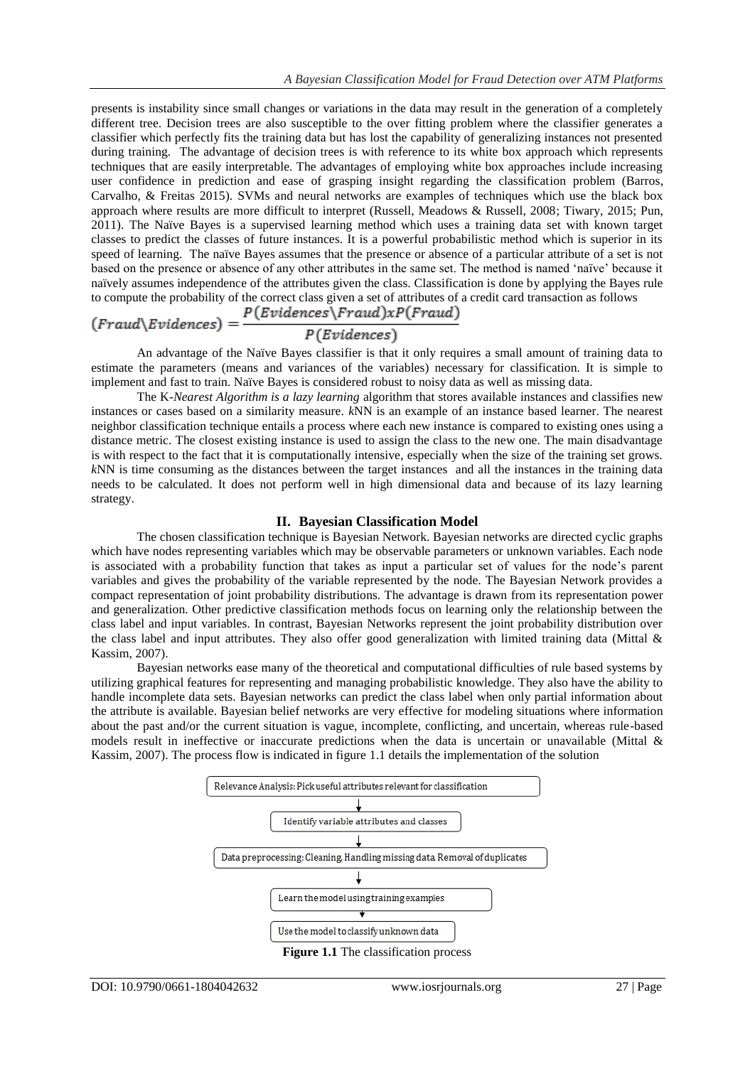presents is instability since small changes or variations in the data may result in the generation of a completely different tree. Decision trees are also susceptible to the over fitting problem where the classifier generates a classifier which perfectly fits the training data but has lost the capability of generalizing instances not presented during training. The advantage of decision trees is with reference to its white box approach which represents techniques that are easily interpretable. The advantages of employing white box approaches include increasing user confidence in prediction and ease of grasping insight regarding the classification problem (Barros, Carvalho, & Freitas 2015). SVMs and neural networks are examples of techniques which use the black box approach where results are more difficult to interpret (Russell, Meadows & Russell, 2008; Tiwary, 2015; Pun, 2011). The Naïve Bayes is a supervised learning method which uses a training data set with known target classes to predict the classes of future instances. It is a powerful probabilistic method which is superior in its speed of learning. The naïve Bayes assumes that the presence or absence of a particular attribute of a set is not based on the presence or absence of any other attributes in the same set. The method is named 'naïve' because it naïvely assumes independence of the attributes given the class. Classification is done by applying the Bayes rule to compute the probability of the correct class given a set of attributes of a credit card transaction as follows

$$(Fraud\backslash Evidences) = \frac{P(Evidences\backslash Fraud)xP(Fraud)}{P(Evidences)}$$

An advantage of the Naïve Bayes classifier is that it only requires a small amount of training data to estimate the parameters (means and variances of the variables) necessary for classification. It is simple to implement and fast to train. Naïve Bayes is considered robust to noisy data as well as missing data.

The K-*Nearest Algorithm is a lazy learning* algorithm that stores available instances and classifies new instances or cases based on a similarity measure. *k*NN is an example of an instance based learner. The nearest neighbor classification technique entails a process where each new instance is compared to existing ones using a distance metric. The closest existing instance is used to assign the class to the new one. The main disadvantage is with respect to the fact that it is computationally intensive, especially when the size of the training set grows. *k*NN is time consuming as the distances between the target instances and all the instances in the training data needs to be calculated. It does not perform well in high dimensional data and because of its lazy learning strategy.

## II. Bayesian Classification Model

The chosen classification technique is Bayesian Network. Bayesian networks are directed cyclic graphs which have nodes representing variables which may be observable parameters or unknown variables. Each node is associated with a probability function that takes as input a particular set of values for the node's parent variables and gives the probability of the variable represented by the node. The Bayesian Network provides a compact representation of joint probability distributions. The advantage is drawn from its representation power and generalization. Other predictive classification methods focus on learning only the relationship between the class label and input variables. In contrast, Bayesian Networks represent the joint probability distribution over the class label and input attributes. They also offer good generalization with limited training data (Mittal & Kassim, 2007).

Bayesian networks ease many of the theoretical and computational difficulties of rule based systems by utilizing graphical features for representing and managing probabilistic knowledge. They also have the ability to handle incomplete data sets. Bayesian networks can predict the class label when only partial information about the attribute is available. Bayesian belief networks are very effective for modeling situations where information about the past and/or the current situation is vague, incomplete, conflicting, and uncertain, whereas rule-based models result in ineffective or inaccurate predictions when the data is uncertain or unavailable (Mittal & Kassim, 2007). The process flow is indicated in figure 1.1 details the implementation of the solution

Relevance Analysis: Pick useful attributes relevant for classification
↓
Identify variable attributes and classes
↓
Data preprocessing: Cleaning, Handling missing data, Removal of duplicates
↓
Learn the model using training examples
↓
Use the model to classify unknown data

**Figure 1.1** The classification process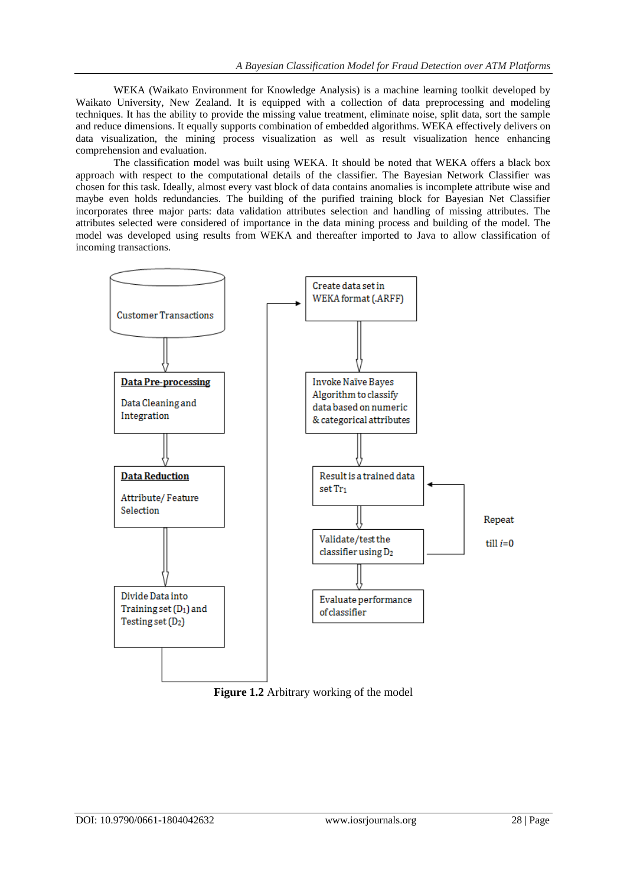WEKA (Waikato Environment for Knowledge Analysis) is a machine learning toolkit developed by Waikato University, New Zealand. It is equipped with a collection of data preprocessing and modeling techniques. It has the ability to provide the missing value treatment, eliminate noise, split data, sort the sample and reduce dimensions. It equally supports combination of embedded algorithms. WEKA effectively delivers on data visualization, the mining process visualization as well as result visualization hence enhancing comprehension and evaluation.

The classification model was built using WEKA. It should be noted that WEKA offers a black box approach with respect to the computational details of the classifier. The Bayesian Network Classifier was chosen for this task. Ideally, almost every vast block of data contains anomalies is incomplete attribute wise and maybe even holds redundancies. The building of the purified training block for Bayesian Net Classifier incorporates three major parts: data validation attributes selection and handling of missing attributes. The attributes selected were considered of importance in the data mining process and building of the model. The model was developed using results from WEKA and thereafter imported to Java to allow classification of incoming transactions.

Customer Transactions

**Data Pre-processing**

Data Cleaning and Integration

**Data Reduction**

Attribute/ Feature Selection

Divide Data into Training set ($D_1$) and Testing set ($D_2$)

Create data set in WEKA format (.ARFF)

Invoke Naïve Bayes Algorithm to classify data based on numeric & categorical attributes

Result is a trained data set $Tr_1$

Validate/test the classifier using $D_2$

Evaluate performance of classifier

Repeat till $i$=0

**Figure 1.2** Arbitrary working of the model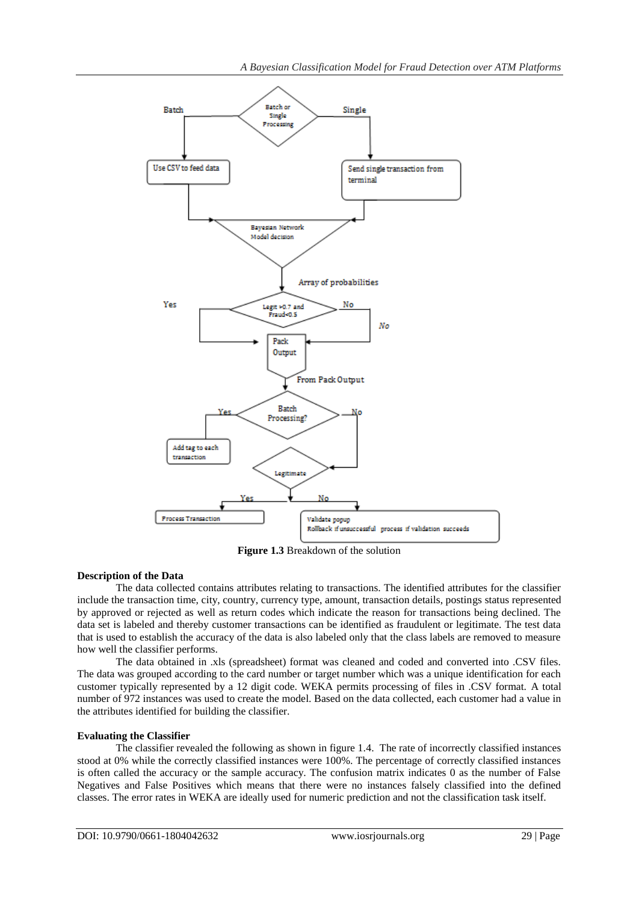**Figure 1.3** Breakdown of the solution

**Description of the Data**

The data collected contains attributes relating to transactions. The identified attributes for the classifier include the transaction time, city, country, currency type, amount, transaction details, postings status represented by approved or rejected as well as return codes which indicate the reason for transactions being declined. The data set is labeled and thereby customer transactions can be identified as fraudulent or legitimate. The test data that is used to establish the accuracy of the data is also labeled only that the class labels are removed to measure how well the classifier performs.

The data obtained in .xls (spreadsheet) format was cleaned and coded and converted into .CSV files. The data was grouped according to the card number or target number which was a unique identification for each customer typically represented by a 12 digit code. WEKA permits processing of files in .CSV format. A total number of 972 instances was used to create the model. Based on the data collected, each customer had a value in the attributes identified for building the classifier.

**Evaluating the Classifier**

The classifier revealed the following as shown in figure 1.4. The rate of incorrectly classified instances stood at 0% while the correctly classified instances were 100%. The percentage of correctly classified instances is often called the accuracy or the sample accuracy. The confusion matrix indicates 0 as the number of False Negatives and False Positives which means that there were no instances falsely classified into the defined classes. The error rates in WEKA are ideally used for numeric prediction and not the classification task itself.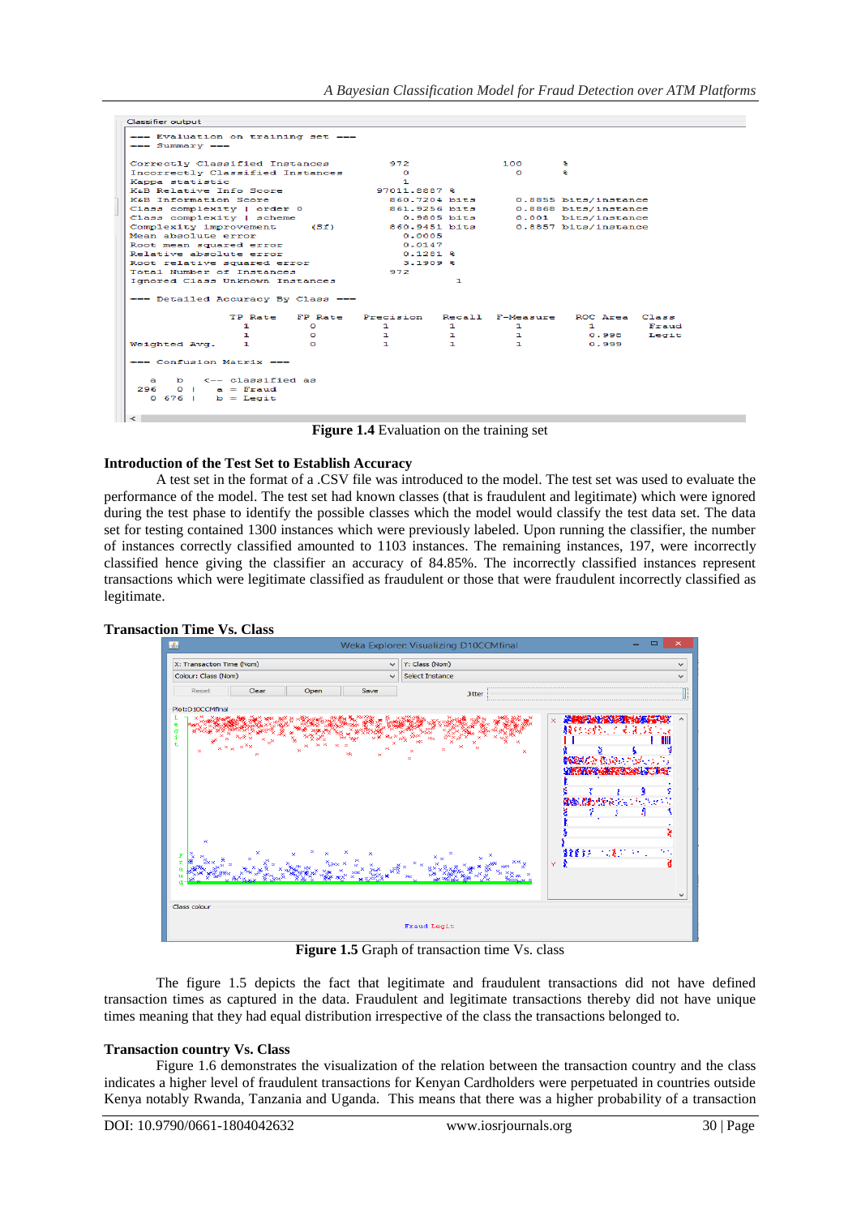```
=== Evaluation on training set ===
=== Summary ===

Correctly Classified Instances         972              100      %
Incorrectly Classified Instances         0                0      %
Kappa statistic                          1
K&B Relative Info Score              97011.8887 %
K&B Information Score                  860.7204 bits      0.8855 bits/instance
Class complexity | order 0             861.9256 bits      0.8868 bits/instance
Class complexity | scheme                0.9805 bits      0.001  bits/instance
Complexity improvement     (Sf)        860.9451 bits      0.8857 bits/instance
Mean absolute error                      0.0005
Root mean squared error                  0.0147
Relative absolute error                  0.1281 %
Root relative squared error              3.1909 %
Total Number of Instances              972
Ignored Class Unknown Instances                  1

=== Detailed Accuracy By Class ===

               TP Rate   FP Rate   Precision   Recall  F-Measure   ROC Area  Class
                 1         0          1         1         1          1       Fraud
                 1         0          1         1         1          0.998   Legit
Weighted Avg.    1         0          1         1         1          0.999

=== Confusion Matrix ===

   a   b   <-- classified as
 296   0 |   a = Fraud
   0 676 |   b = Legit
```

**Figure 1.4** Evaluation on the training set

**Introduction of the Test Set to Establish Accuracy**

A test set in the format of a .CSV file was introduced to the model. The test set was used to evaluate the performance of the model. The test set had known classes (that is fraudulent and legitimate) which were ignored during the test phase to identify the possible classes which the model would classify the test data set. The data set for testing contained 1300 instances which were previously labeled. Upon running the classifier, the number of instances correctly classified amounted to 1103 instances. The remaining instances, 197, were incorrectly classified hence giving the classifier an accuracy of 84.85%. The incorrectly classified instances represent transactions which were legitimate classified as fraudulent or those that were fraudulent incorrectly classified as legitimate.

**Transaction Time Vs. Class**

**Figure 1.5** Graph of transaction time Vs. class

The figure 1.5 depicts the fact that legitimate and fraudulent transactions did not have defined transaction times as captured in the data. Fraudulent and legitimate transactions thereby did not have unique times meaning that they had equal distribution irrespective of the class the transactions belonged to.

**Transaction country Vs. Class**

Figure 1.6 demonstrates the visualization of the relation between the transaction country and the class indicates a higher level of fraudulent transactions for Kenyan Cardholders were perpetuated in countries outside Kenya notably Rwanda, Tanzania and Uganda. This means that there was a higher probability of a transaction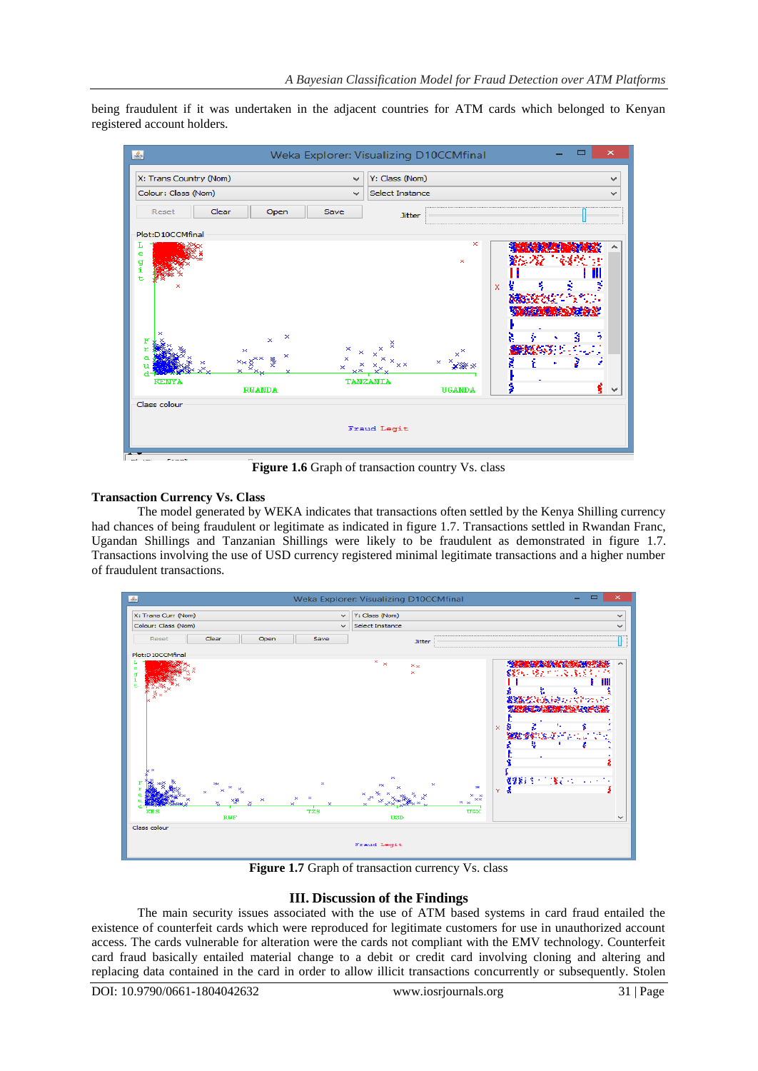being fraudulent if it was undertaken in the adjacent countries for ATM cards which belonged to Kenyan registered account holders.

**Figure 1.6** Graph of transaction country Vs. class

**Transaction Currency Vs. Class**

The model generated by WEKA indicates that transactions often settled by the Kenya Shilling currency had chances of being fraudulent or legitimate as indicated in figure 1.7. Transactions settled in Rwandan Franc, Ugandan Shillings and Tanzanian Shillings were likely to be fraudulent as demonstrated in figure 1.7. Transactions involving the use of USD currency registered minimal legitimate transactions and a higher number of fraudulent transactions.

**Figure 1.7** Graph of transaction currency Vs. class

## III. Discussion of the Findings

The main security issues associated with the use of ATM based systems in card fraud entailed the existence of counterfeit cards which were reproduced for legitimate customers for use in unauthorized account access. The cards vulnerable for alteration were the cards not compliant with the EMV technology. Counterfeit card fraud basically entailed material change to a debit or credit card involving cloning and altering and replacing data contained in the card in order to allow illicit transactions concurrently or subsequently. Stolen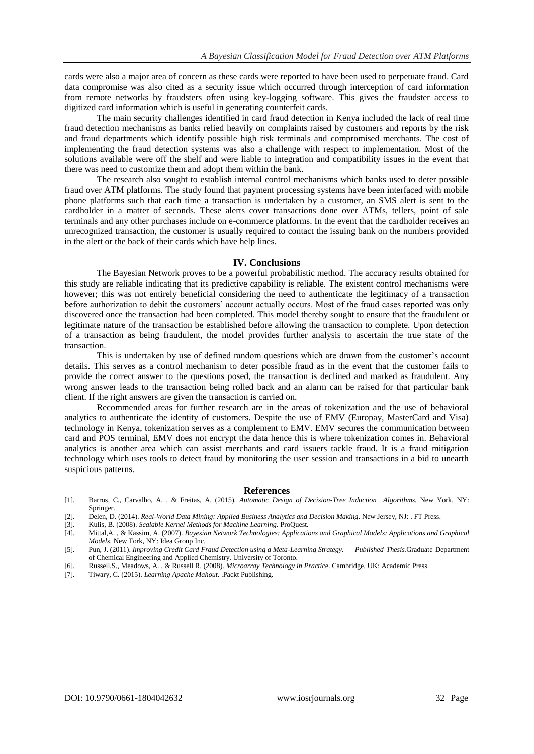cards were also a major area of concern as these cards were reported to have been used to perpetuate fraud. Card data compromise was also cited as a security issue which occurred through interception of card information from remote networks by fraudsters often using key-logging software. This gives the fraudster access to digitized card information which is useful in generating counterfeit cards.

The main security challenges identified in card fraud detection in Kenya included the lack of real time fraud detection mechanisms as banks relied heavily on complaints raised by customers and reports by the risk and fraud departments which identify possible high risk terminals and compromised merchants. The cost of implementing the fraud detection systems was also a challenge with respect to implementation. Most of the solutions available were off the shelf and were liable to integration and compatibility issues in the event that there was need to customize them and adopt them within the bank.

The research also sought to establish internal control mechanisms which banks used to deter possible fraud over ATM platforms. The study found that payment processing systems have been interfaced with mobile phone platforms such that each time a transaction is undertaken by a customer, an SMS alert is sent to the cardholder in a matter of seconds. These alerts cover transactions done over ATMs, tellers, point of sale terminals and any other purchases include on e-commerce platforms. In the event that the cardholder receives an unrecognized transaction, the customer is usually required to contact the issuing bank on the numbers provided in the alert or the back of their cards which have help lines.

## IV. Conclusions

The Bayesian Network proves to be a powerful probabilistic method. The accuracy results obtained for this study are reliable indicating that its predictive capability is reliable. The existent control mechanisms were however; this was not entirely beneficial considering the need to authenticate the legitimacy of a transaction before authorization to debit the customers' account actually occurs. Most of the fraud cases reported was only discovered once the transaction had been completed. This model thereby sought to ensure that the fraudulent or legitimate nature of the transaction be established before allowing the transaction to complete. Upon detection of a transaction as being fraudulent, the model provides further analysis to ascertain the true state of the transaction.

This is undertaken by use of defined random questions which are drawn from the customer's account details. This serves as a control mechanism to deter possible fraud as in the event that the customer fails to provide the correct answer to the questions posed, the transaction is declined and marked as fraudulent. Any wrong answer leads to the transaction being rolled back and an alarm can be raised for that particular bank client. If the right answers are given the transaction is carried on.

Recommended areas for further research are in the areas of tokenization and the use of behavioral analytics to authenticate the identity of customers. Despite the use of EMV (Europay, MasterCard and Visa) technology in Kenya, tokenization serves as a complement to EMV. EMV secures the communication between card and POS terminal, EMV does not encrypt the data hence this is where tokenization comes in. Behavioral analytics is another area which can assist merchants and card issuers tackle fraud. It is a fraud mitigation technology which uses tools to detect fraud by monitoring the user session and transactions in a bid to unearth suspicious patterns.

## References

[1]. Barros, C., Carvalho, A. , & Freitas, A. (2015). *Automatic Design of Decision-Tree Induction Algorithms.* New York, NY: Springer.

[2]. Delen, D. (2014). *Real-World Data Mining: Applied Business Analytics and Decision Making*. New Jersey, NJ: . FT Press.

[3]. Kulis, B. (2008). *Scalable Kernel Methods for Machine Learning*. ProQuest.

[4]. Mittal,A. , & Kassim, A. (2007). *Bayesian Network Technologies: Applications and Graphical Models: Applications and Graphical Models*. New Tork, NY: Idea Group Inc.

[5]. Pun, J. (2011). *Improving Credit Card Fraud Detection using a Meta-Learning Strategy. Published Thesis.*Graduate Department of Chemical Engineering and Applied Chemistry. University of Toronto.

[6]. Russell,S., Meadows, A. , & Russell R. (2008). *Microarray Technology in Practic*e. Cambridge, UK: Academic Press.

[7]. Tiwary, C. (2015). *Learning Apache Mahout*. .Packt Publishing.